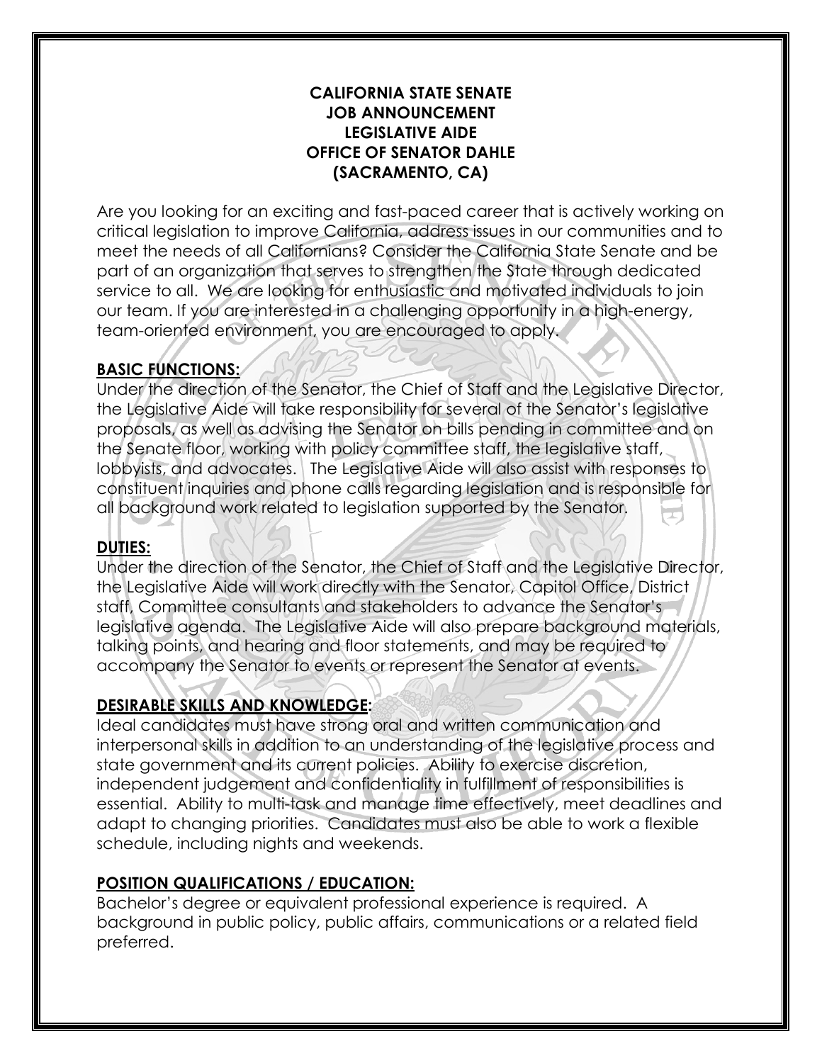# CALIFORNIA STATE SENATE
# JOB ANNOUNCEMENT
# LEGISLATIVE AIDE
# OFFICE OF SENATOR DAHLE
# (SACRAMENTO, CA)

Are you looking for an exciting and fast-paced career that is actively working on critical legislation to improve California, address issues in our communities and to meet the needs of all Californians? Consider the California State Senate and be part of an organization that serves to strengthen the State through dedicated service to all. We are looking for enthusiastic and motivated individuals to join our team. If you are interested in a challenging opportunity in a high-energy, team-oriented environment, you are encouraged to apply.

## BASIC FUNCTIONS:

Under the direction of the Senator, the Chief of Staff and the Legislative Director, the Legislative Aide will take responsibility for several of the Senator's legislative proposals, as well as advising the Senator on bills pending in committee and on the Senate floor, working with policy committee staff, the legislative staff, lobbyists, and advocates. The Legislative Aide will also assist with responses to constituent inquiries and phone calls regarding legislation and is responsible for all background work related to legislation supported by the Senator.

## DUTIES:

Under the direction of the Senator, the Chief of Staff and the Legislative Director, the Legislative Aide will work directly with the Senator, Capitol Office, District staff, Committee consultants and stakeholders to advance the Senator's legislative agenda. The Legislative Aide will also prepare background materials, talking points, and hearing and floor statements, and may be required to accompany the Senator to events or represent the Senator at events.

## DESIRABLE SKILLS AND KNOWLEDGE:

Ideal candidates must have strong oral and written communication and interpersonal skills in addition to an understanding of the legislative process and state government and its current policies. Ability to exercise discretion, independent judgement and confidentiality in fulfillment of responsibilities is essential. Ability to multi-task and manage time effectively, meet deadlines and adapt to changing priorities. Candidates must also be able to work a flexible schedule, including nights and weekends.

## POSITION QUALIFICATIONS / EDUCATION:

Bachelor's degree or equivalent professional experience is required. A background in public policy, public affairs, communications or a related field preferred.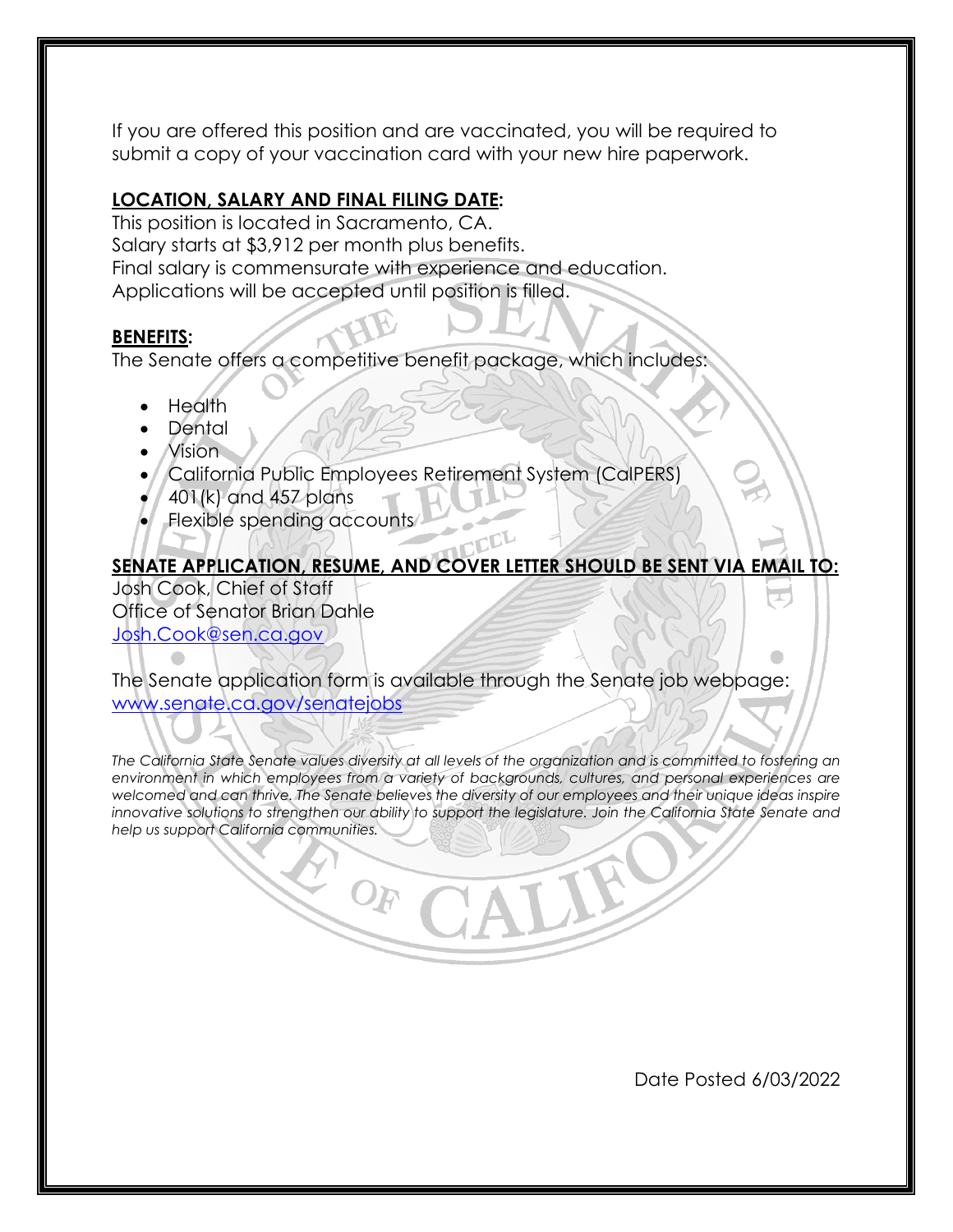If you are offered this position and are vaccinated, you will be required to submit a copy of your vaccination card with your new hire paperwork.

**LOCATION, SALARY AND FINAL FILING DATE:**

This position is located in Sacramento, CA.
Salary starts at $3,912 per month plus benefits.
Final salary is commensurate with experience and education.
Applications will be accepted until position is filled.

**BENEFITS:**

The Senate offers a competitive benefit package, which includes:

- Health
- Dental
- Vision
- California Public Employees Retirement System (CalPERS)
- 401(k) and 457 plans
- Flexible spending accounts

**SENATE APPLICATION, RESUME, AND COVER LETTER SHOULD BE SENT VIA EMAIL TO:**

Josh Cook, Chief of Staff
Office of Senator Brian Dahle
Josh.Cook@sen.ca.gov

The Senate application form is available through the Senate job webpage: www.senate.ca.gov/senatejobs

*The California State Senate values diversity at all levels of the organization and is committed to fostering an environment in which employees from a variety of backgrounds, cultures, and personal experiences are welcomed and can thrive. The Senate believes the diversity of our employees and their unique ideas inspire innovative solutions to strengthen our ability to support the legislature. Join the California State Senate and help us support California communities.*

Date Posted 6/03/2022